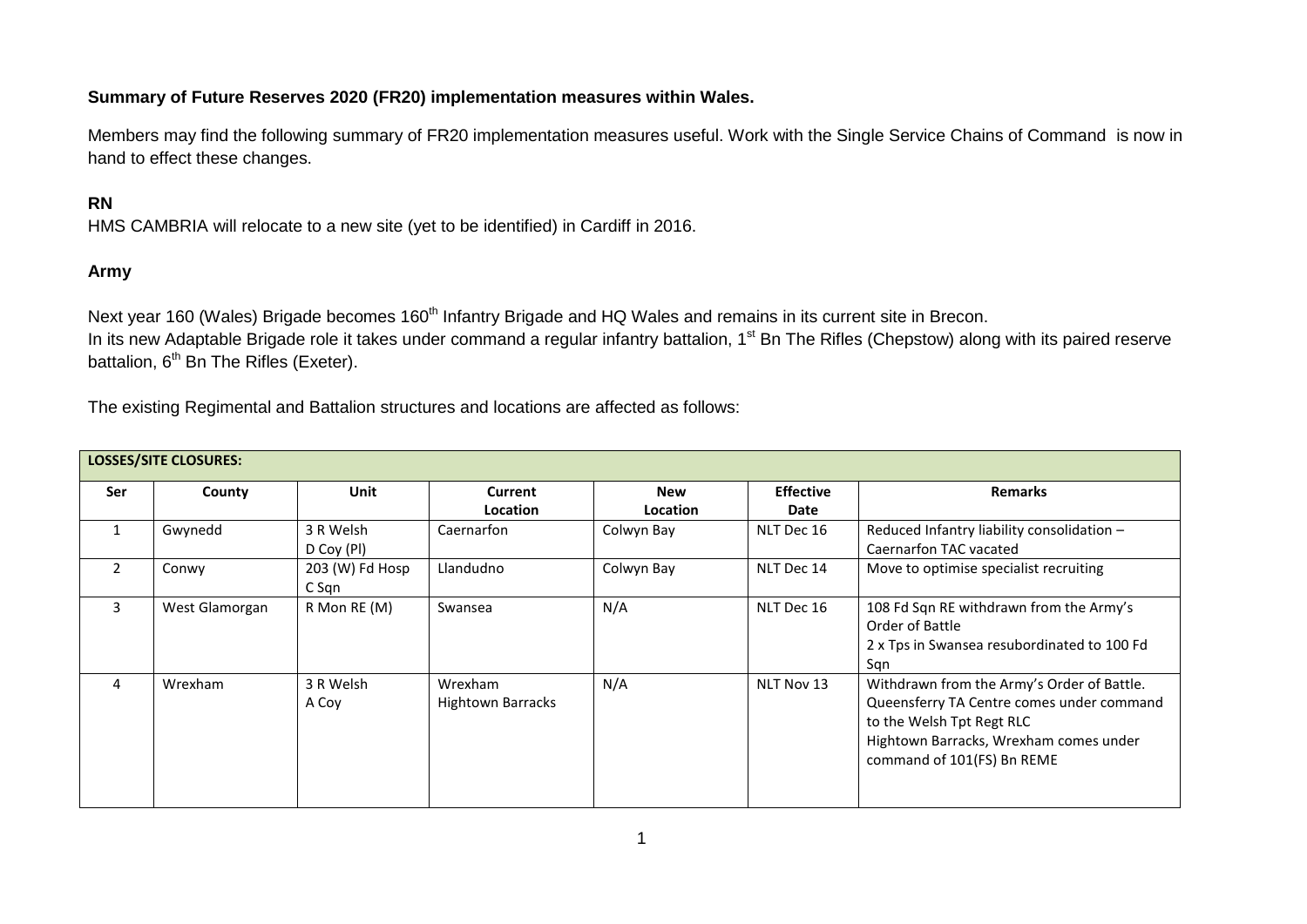**Summary of Future Reserves 2020 (FR20) implementation measures within Wales.**

Members may find the following summary of FR20 implementation measures useful. Work with the Single Service Chains of Command is now in hand to effect these changes.

### RN

HMS CAMBRIA will relocate to a new site (yet to be identified) in Cardiff in 2016.

### Army

Next year 160 (Wales) Brigade becomes 160th Infantry Brigade and HQ Wales and remains in its current site in Brecon.
In its new Adaptable Brigade role it takes under command a regular infantry battalion, 1st Bn The Rifles (Chepstow) along with its paired reserve battalion, 6th Bn The Rifles (Exeter).

The existing Regimental and Battalion structures and locations are affected as follows:

| LOSSES/SITE CLOSURES: | | | | | | |
|---|---|---|---|---|---|---|
| **Ser** | **County** | **Unit** | **Current Location** | **New Location** | **Effective Date** | **Remarks** |
| 1 | Gwynedd | 3 R Welsh D Coy (Pl) | Caernarfon | Colwyn Bay | NLT Dec 16 | Reduced Infantry liability consolidation – Caernarfon TAC vacated |
| 2 | Conwy | 203 (W) Fd Hosp C Sqn | Llandudno | Colwyn Bay | NLT Dec 14 | Move to optimise specialist recruiting |
| 3 | West Glamorgan | R Mon RE (M) | Swansea | N/A | NLT Dec 16 | 108 Fd Sqn RE withdrawn from the Army's Order of Battle<br>2 x Tps in Swansea resubordinated to 100 Fd Sqn |
| 4 | Wrexham | 3 R Welsh A Coy | Wrexham Hightown Barracks | N/A | NLT Nov 13 | Withdrawn from the Army's Order of Battle.<br>Queensferry TA Centre comes under command to the Welsh Tpt Regt RLC<br>Hightown Barracks, Wrexham comes under command of 101(FS) Bn REME |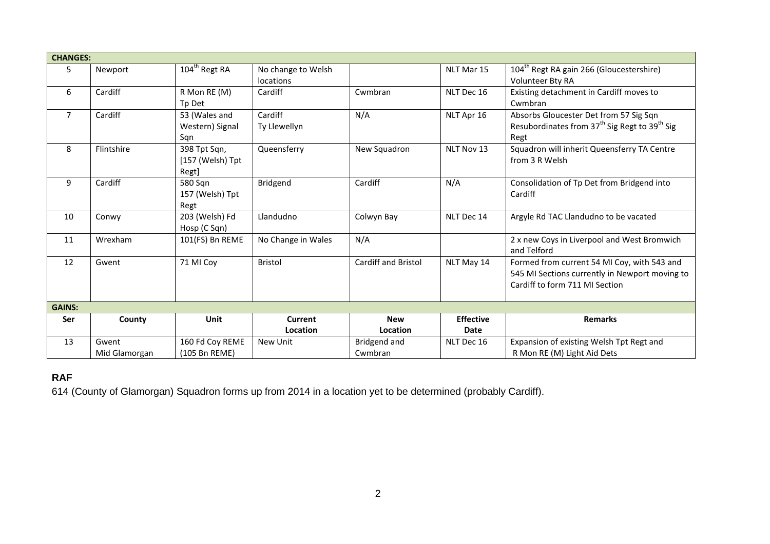| | | | | | | |
|---|---|---|---|---|---|---|
| **CHANGES:** | | | | | | |
| 5 | Newport | 104th Regt RA | No change to Welsh locations | | NLT Mar 15 | 104th Regt RA gain 266 (Gloucestershire) Volunteer Bty RA |
| 6 | Cardiff | R Mon RE (M) Tp Det | Cardiff | Cwmbran | NLT Dec 16 | Existing detachment in Cardiff moves to Cwmbran |
| 7 | Cardiff | 53 (Wales and Western) Signal Sqn | Cardiff Ty Llewellyn | N/A | NLT Apr 16 | Absorbs Gloucester Det from 57 Sig Sqn Resubordinates from 37th Sig Regt to 39th Sig Regt |
| 8 | Flintshire | 398 Tpt Sqn, [157 (Welsh) Tpt Regt] | Queensferry | New Squadron | NLT Nov 13 | Squadron will inherit Queensferry TA Centre from 3 R Welsh |
| 9 | Cardiff | 580 Sqn 157 (Welsh) Tpt Regt | Bridgend | Cardiff | N/A | Consolidation of Tp Det from Bridgend into Cardiff |
| 10 | Conwy | 203 (Welsh) Fd Hosp (C Sqn) | Llandudno | Colwyn Bay | NLT Dec 14 | Argyle Rd TAC Llandudno to be vacated |
| 11 | Wrexham | 101(FS) Bn REME | No Change in Wales | N/A | | 2 x new Coys in Liverpool and West Bromwich and Telford |
| 12 | Gwent | 71 MI Coy | Bristol | Cardiff and Bristol | NLT May 14 | Formed from current 54 MI Coy, with 543 and 545 MI Sections currently in Newport moving to Cardiff to form 711 MI Section |
| **GAINS:** | | | | | | |
| **Ser** | **County** | **Unit** | **Current Location** | **New Location** | **Effective Date** | **Remarks** |
| 13 | Gwent Mid Glamorgan | 160 Fd Coy REME (105 Bn REME) | New Unit | Bridgend and Cwmbran | NLT Dec 16 | Expansion of existing Welsh Tpt Regt and R Mon RE (M) Light Aid Dets |

## RAF

614 (County of Glamorgan) Squadron forms up from 2014 in a location yet to be determined (probably Cardiff).